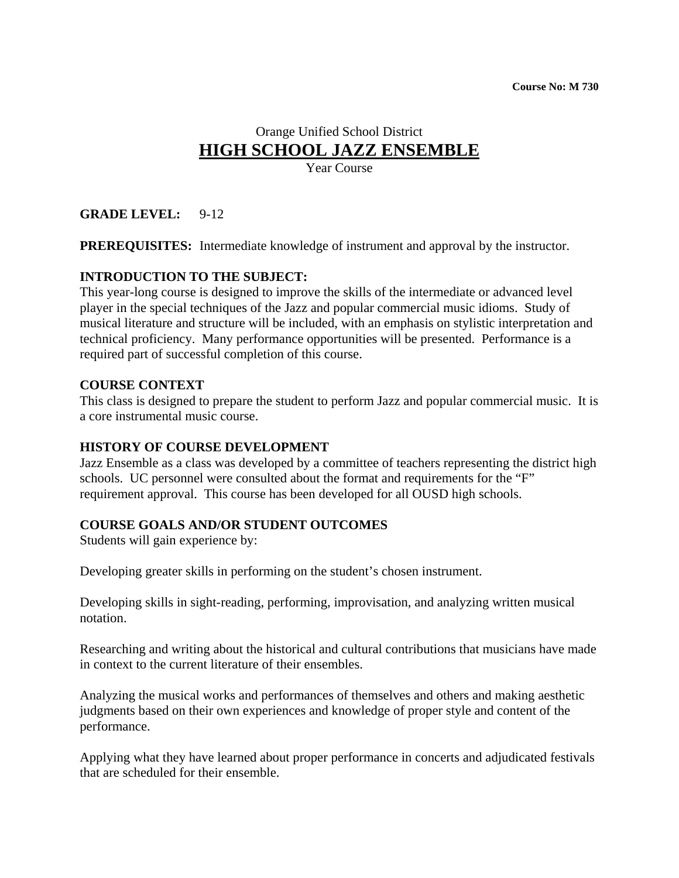**Course No: M 730**

Orange Unified School District

# HIGH SCHOOL JAZZ ENSEMBLE

Year Course

**GRADE LEVEL:** 9-12

**PREREQUISITES:** Intermediate knowledge of instrument and approval by the instructor.

**INTRODUCTION TO THE SUBJECT:**
This year-long course is designed to improve the skills of the intermediate or advanced level player in the special techniques of the Jazz and popular commercial music idioms. Study of musical literature and structure will be included, with an emphasis on stylistic interpretation and technical proficiency. Many performance opportunities will be presented. Performance is a required part of successful completion of this course.

**COURSE CONTEXT**
This class is designed to prepare the student to perform Jazz and popular commercial music. It is a core instrumental music course.

**HISTORY OF COURSE DEVELOPMENT**
Jazz Ensemble as a class was developed by a committee of teachers representing the district high schools. UC personnel were consulted about the format and requirements for the "F" requirement approval. This course has been developed for all OUSD high schools.

**COURSE GOALS AND/OR STUDENT OUTCOMES**
Students will gain experience by:

Developing greater skills in performing on the student's chosen instrument.

Developing skills in sight-reading, performing, improvisation, and analyzing written musical notation.

Researching and writing about the historical and cultural contributions that musicians have made in context to the current literature of their ensembles.

Analyzing the musical works and performances of themselves and others and making aesthetic judgments based on their own experiences and knowledge of proper style and content of the performance.

Applying what they have learned about proper performance in concerts and adjudicated festivals that are scheduled for their ensemble.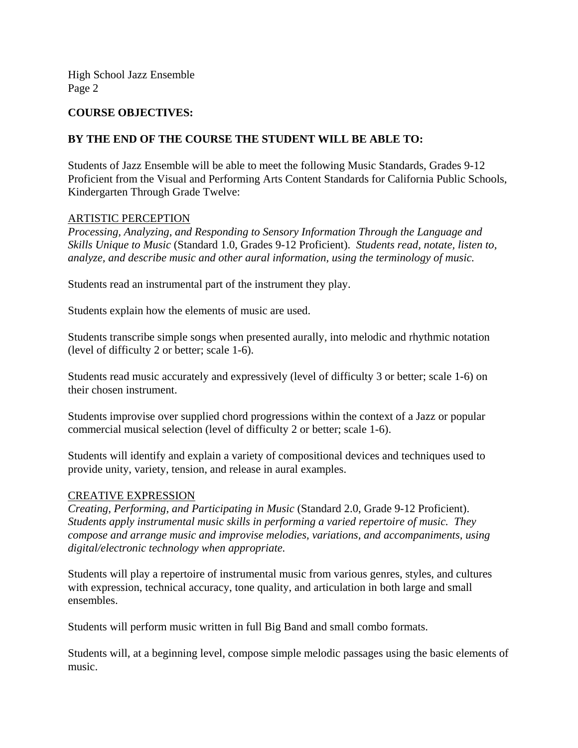**COURSE OBJECTIVES:**

**BY THE END OF THE COURSE THE STUDENT WILL BE ABLE TO:**

Students of Jazz Ensemble will be able to meet the following Music Standards, Grades 9-12 Proficient from the Visual and Performing Arts Content Standards for California Public Schools, Kindergarten Through Grade Twelve:

<u>ARTISTIC PERCEPTION</u>

*Processing, Analyzing, and Responding to Sensory Information Through the Language and Skills Unique to Music* (Standard 1.0, Grades 9-12 Proficient). *Students read, notate, listen to, analyze, and describe music and other aural information, using the terminology of music.*

Students read an instrumental part of the instrument they play.

Students explain how the elements of music are used.

Students transcribe simple songs when presented aurally, into melodic and rhythmic notation (level of difficulty 2 or better; scale 1-6).

Students read music accurately and expressively (level of difficulty 3 or better; scale 1-6) on their chosen instrument.

Students improvise over supplied chord progressions within the context of a Jazz or popular commercial musical selection (level of difficulty 2 or better; scale 1-6).

Students will identify and explain a variety of compositional devices and techniques used to provide unity, variety, tension, and release in aural examples.

<u>CREATIVE EXPRESSION</u>

*Creating, Performing, and Participating in Music* (Standard 2.0, Grade 9-12 Proficient). *Students apply instrumental music skills in performing a varied repertoire of music. They compose and arrange music and improvise melodies, variations, and accompaniments, using digital/electronic technology when appropriate.*

Students will play a repertoire of instrumental music from various genres, styles, and cultures with expression, technical accuracy, tone quality, and articulation in both large and small ensembles.

Students will perform music written in full Big Band and small combo formats.

Students will, at a beginning level, compose simple melodic passages using the basic elements of music.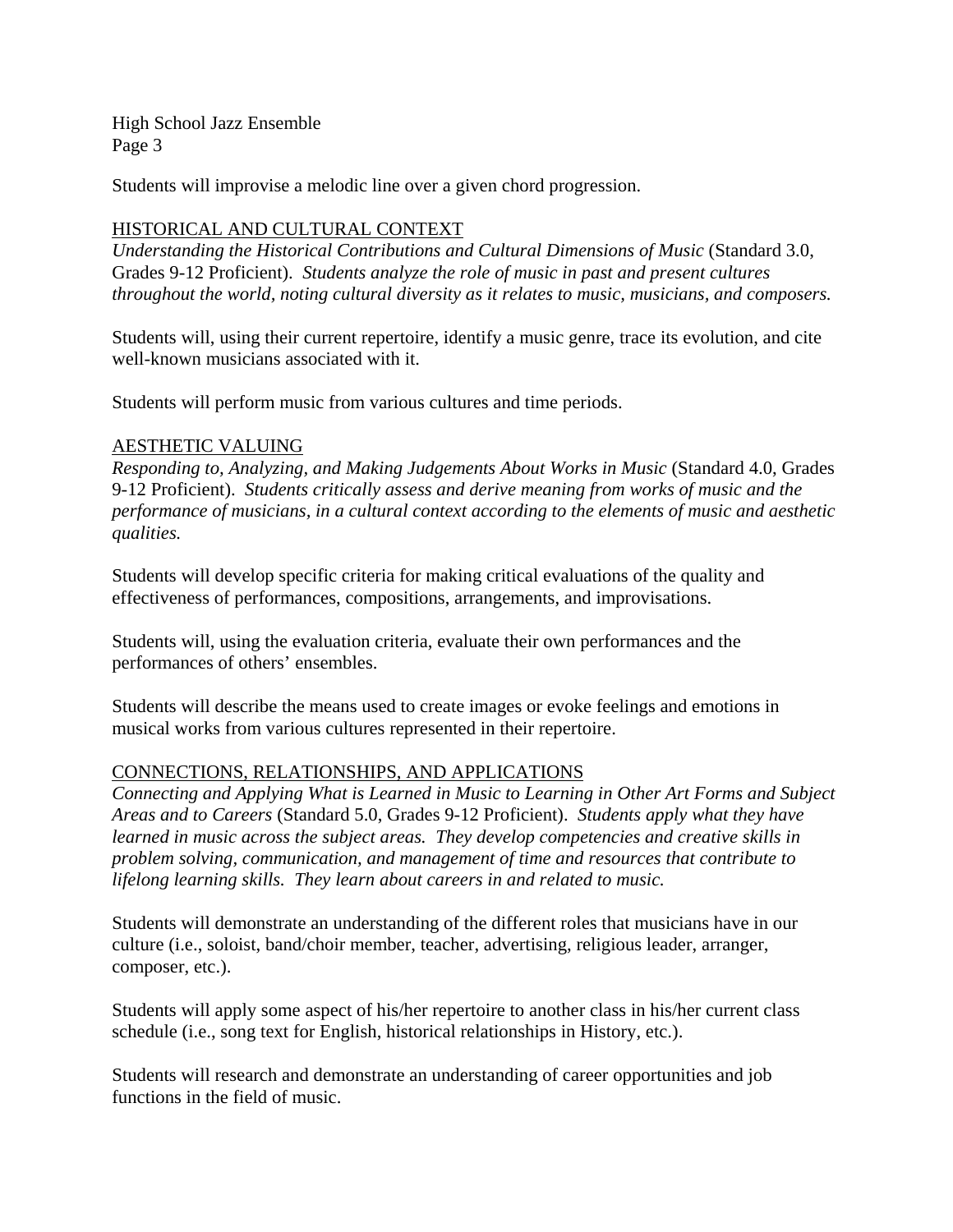Students will improvise a melodic line over a given chord progression.

## HISTORICAL AND CULTURAL CONTEXT

*Understanding the Historical Contributions and Cultural Dimensions of Music* (Standard 3.0, Grades 9-12 Proficient). *Students analyze the role of music in past and present cultures throughout the world, noting cultural diversity as it relates to music, musicians, and composers.*

Students will, using their current repertoire, identify a music genre, trace its evolution, and cite well-known musicians associated with it.

Students will perform music from various cultures and time periods.

## AESTHETIC VALUING

*Responding to, Analyzing, and Making Judgements About Works in Music* (Standard 4.0, Grades 9-12 Proficient). *Students critically assess and derive meaning from works of music and the performance of musicians, in a cultural context according to the elements of music and aesthetic qualities.*

Students will develop specific criteria for making critical evaluations of the quality and effectiveness of performances, compositions, arrangements, and improvisations.

Students will, using the evaluation criteria, evaluate their own performances and the performances of others' ensembles.

Students will describe the means used to create images or evoke feelings and emotions in musical works from various cultures represented in their repertoire.

## CONNECTIONS, RELATIONSHIPS, AND APPLICATIONS

*Connecting and Applying What is Learned in Music to Learning in Other Art Forms and Subject Areas and to Careers* (Standard 5.0, Grades 9-12 Proficient). *Students apply what they have learned in music across the subject areas. They develop competencies and creative skills in problem solving, communication, and management of time and resources that contribute to lifelong learning skills. They learn about careers in and related to music.*

Students will demonstrate an understanding of the different roles that musicians have in our culture (i.e., soloist, band/choir member, teacher, advertising, religious leader, arranger, composer, etc.).

Students will apply some aspect of his/her repertoire to another class in his/her current class schedule (i.e., song text for English, historical relationships in History, etc.).

Students will research and demonstrate an understanding of career opportunities and job functions in the field of music.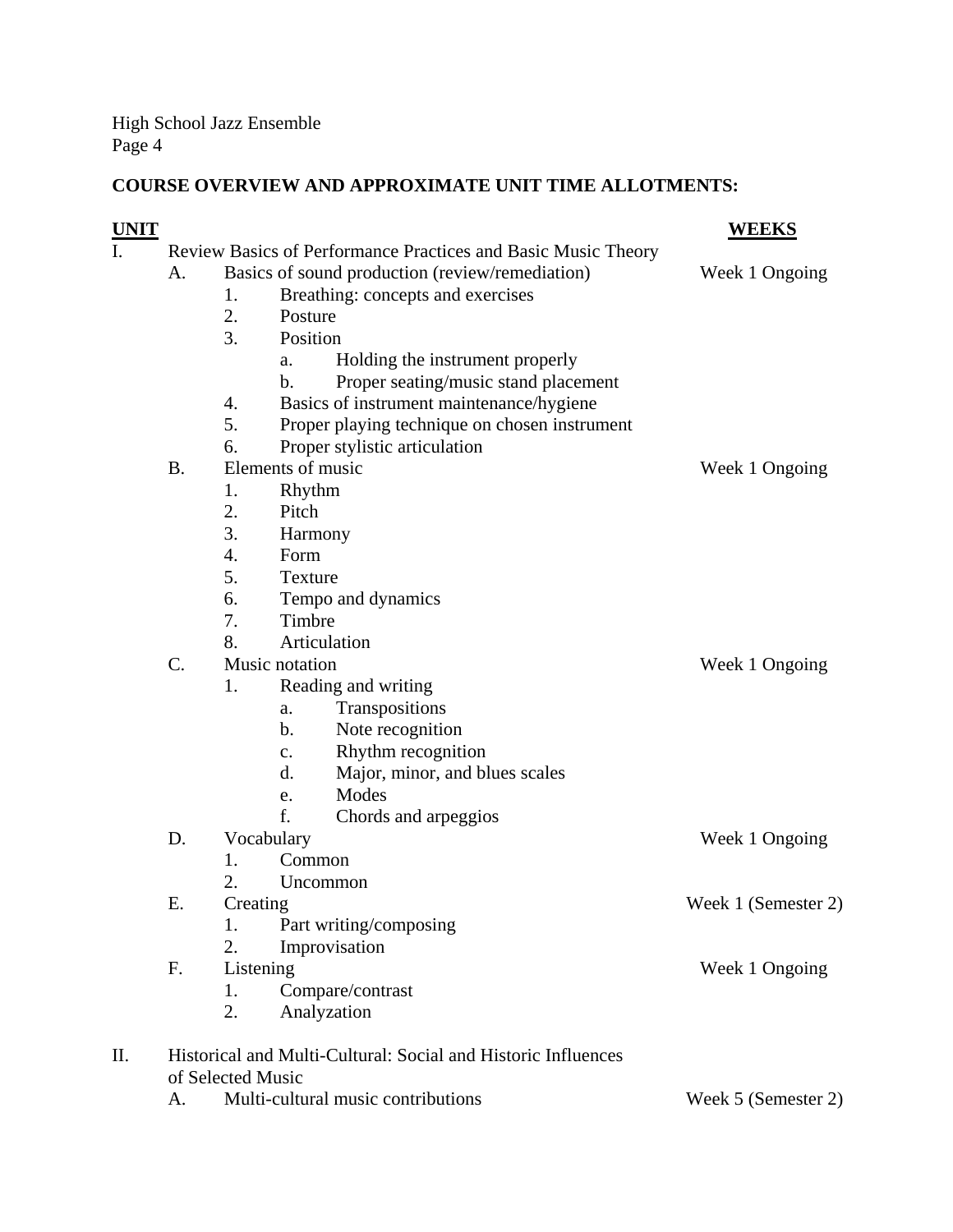## COURSE OVERVIEW AND APPROXIMATE UNIT TIME ALLOTMENTS:

| UNIT | WEEKS |
|---|---|
| I. Review Basics of Performance Practices and Basic Music Theory | |
| A. Basics of sound production (review/remediation) | Week 1 Ongoing |
| 1. Breathing: concepts and exercises | |
| 2. Posture | |
| 3. Position | |
| a. Holding the instrument properly | |
| b. Proper seating/music stand placement | |
| 4. Basics of instrument maintenance/hygiene | |
| 5. Proper playing technique on chosen instrument | |
| 6. Proper stylistic articulation | |
| B. Elements of music | Week 1 Ongoing |
| 1. Rhythm | |
| 2. Pitch | |
| 3. Harmony | |
| 4. Form | |
| 5. Texture | |
| 6. Tempo and dynamics | |
| 7. Timbre | |
| 8. Articulation | |
| C. Music notation | Week 1 Ongoing |
| 1. Reading and writing | |
| a. Transpositions | |
| b. Note recognition | |
| c. Rhythm recognition | |
| d. Major, minor, and blues scales | |
| e. Modes | |
| f. Chords and arpeggios | |
| D. Vocabulary | Week 1 Ongoing |
| 1. Common | |
| 2. Uncommon | |
| E. Creating | Week 1 (Semester 2) |
| 1. Part writing/composing | |
| 2. Improvisation | |
| F. Listening | Week 1 Ongoing |
| 1. Compare/contrast | |
| 2. Analyzation | |
| II. Historical and Multi-Cultural: Social and Historic Influences of Selected Music | |
| A. Multi-cultural music contributions | Week 5 (Semester 2) |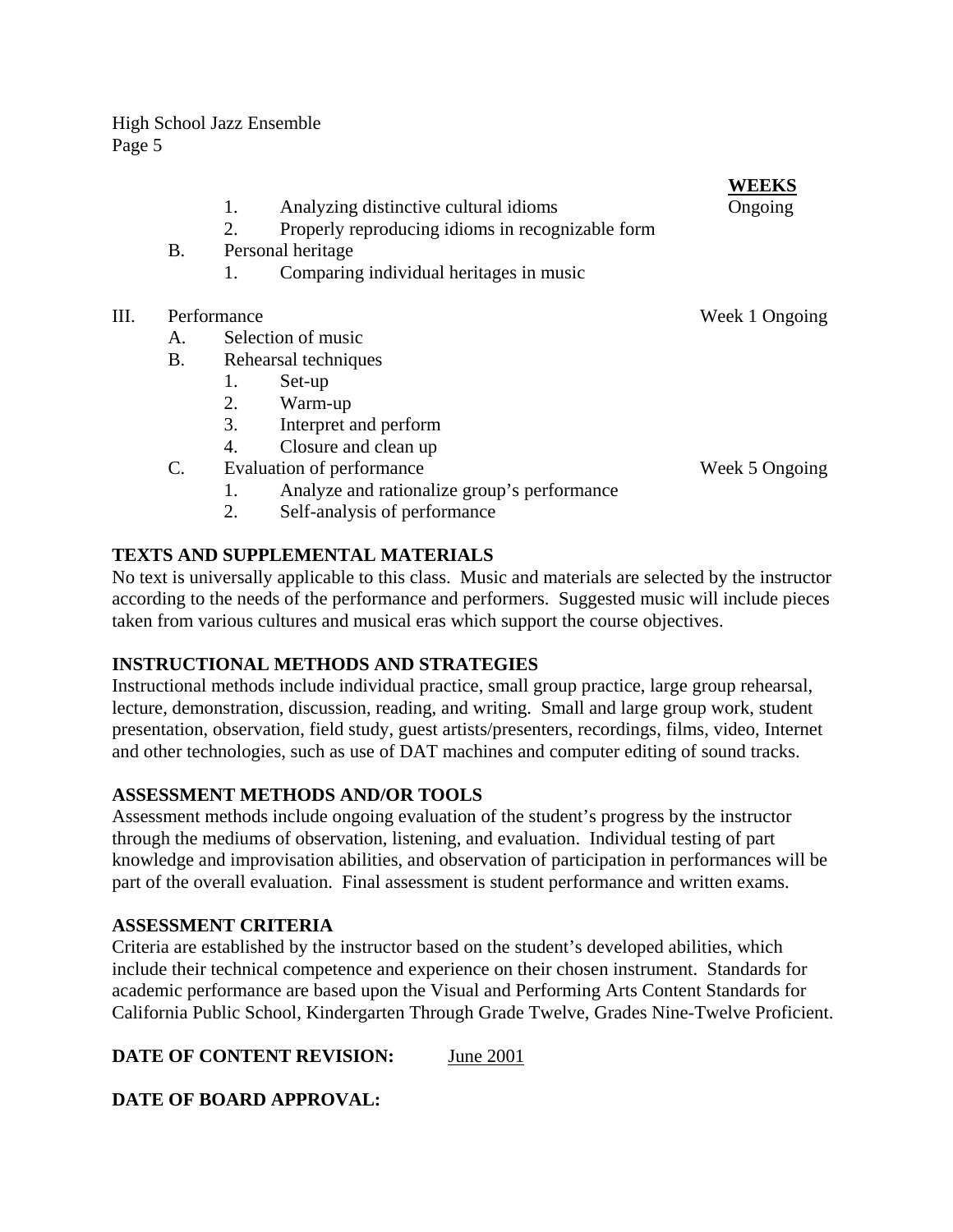**WEEKS**

1. Analyzing distinctive cultural idioms — Ongoing
2. Properly reproducing idioms in recognizable form

B. Personal heritage
   1. Comparing individual heritages in music

III. Performance — Week 1 Ongoing
   A. Selection of music
   B. Rehearsal techniques
      1. Set-up
      2. Warm-up
      3. Interpret and perform
      4. Closure and clean up
   C. Evaluation of performance — Week 5 Ongoing
      1. Analyze and rationalize group's performance
      2. Self-analysis of performance

**TEXTS AND SUPPLEMENTAL MATERIALS**

No text is universally applicable to this class. Music and materials are selected by the instructor according to the needs of the performance and performers. Suggested music will include pieces taken from various cultures and musical eras which support the course objectives.

**INSTRUCTIONAL METHODS AND STRATEGIES**

Instructional methods include individual practice, small group practice, large group rehearsal, lecture, demonstration, discussion, reading, and writing. Small and large group work, student presentation, observation, field study, guest artists/presenters, recordings, films, video, Internet and other technologies, such as use of DAT machines and computer editing of sound tracks.

**ASSESSMENT METHODS AND/OR TOOLS**

Assessment methods include ongoing evaluation of the student's progress by the instructor through the mediums of observation, listening, and evaluation. Individual testing of part knowledge and improvisation abilities, and observation of participation in performances will be part of the overall evaluation. Final assessment is student performance and written exams.

**ASSESSMENT CRITERIA**

Criteria are established by the instructor based on the student's developed abilities, which include their technical competence and experience on their chosen instrument. Standards for academic performance are based upon the Visual and Performing Arts Content Standards for California Public School, Kindergarten Through Grade Twelve, Grades Nine-Twelve Proficient.

**DATE OF CONTENT REVISION:** June 2001

**DATE OF BOARD APPROVAL:**